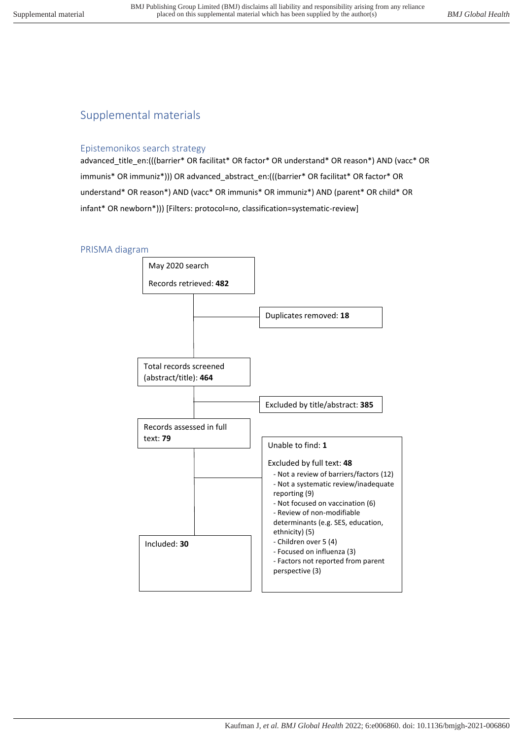# Supplemental materials

## Epistemonikos search strategy

advanced_title_en:(((barrier* OR facilitat* OR factor* OR understand* OR reason*) AND (vacc* OR immunis* OR immuniz*))) OR advanced_abstract_en:(((barrier* OR facilitat* OR factor* OR understand* OR reason*) AND (vacc* OR immunis* OR immuniz*) AND (parent* OR child* OR infant* OR newborn*))) [Filters: protocol=no, classification=systematic-review]

## PRISMA diagram

May 2020 search

Records retrieved: **482**

Duplicates removed: **18**

Total records screened (abstract/title): **464**

Excluded by title/abstract: **385**

Records assessed in full text: **79**

Unable to find: **1**

Excluded by full text: **48**

- Not a review of barriers/factors (12)
- Not a systematic review/inadequate reporting (9)
- Not focused on vaccination (6)
- Review of non-modifiable determinants (e.g. SES, education, ethnicity) (5)
- Children over 5 (4)
- Focused on influenza (3)
- Factors not reported from parent perspective (3)

Included: **30**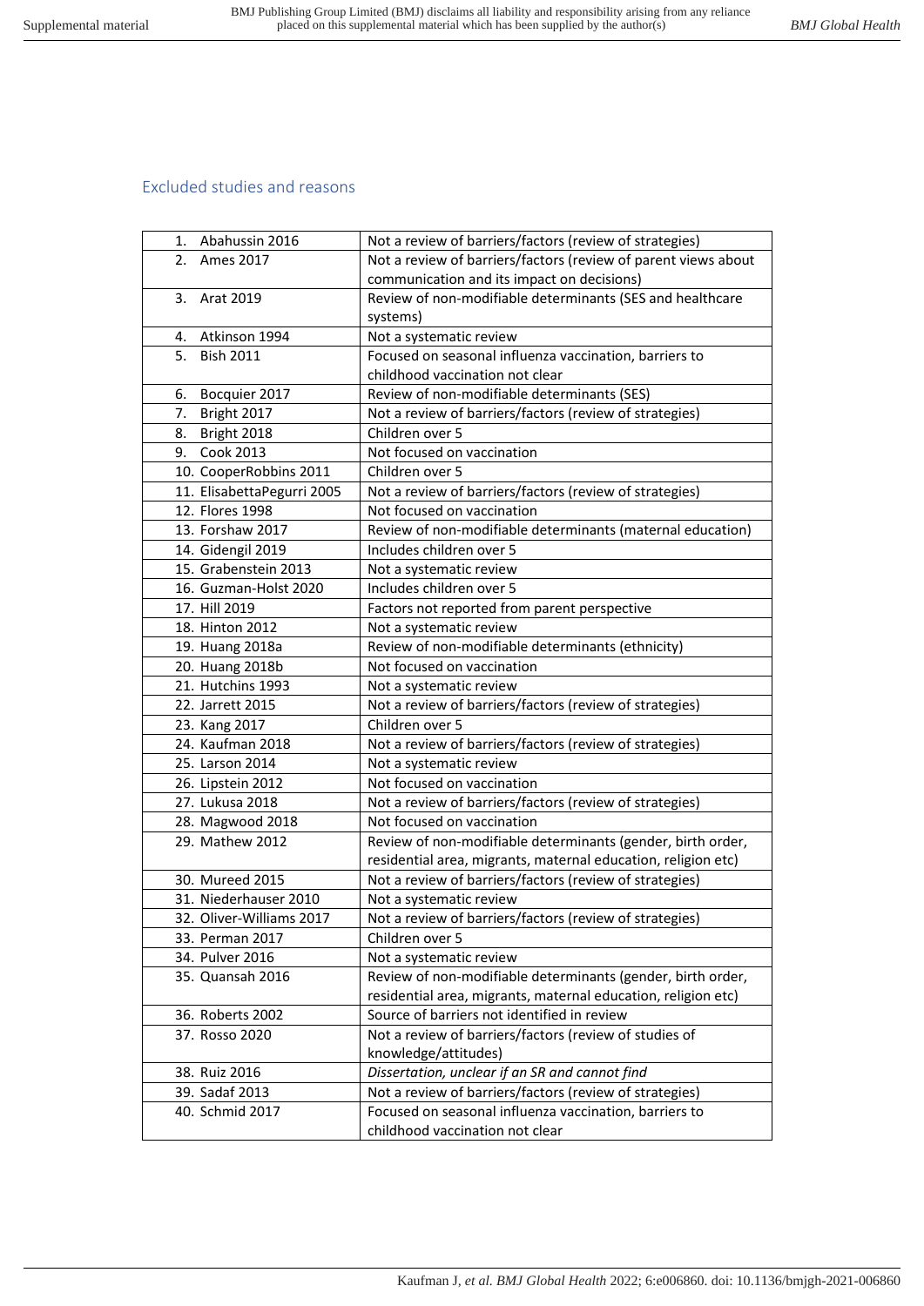## Excluded studies and reasons

| Study | Reason |
|---|---|
| 1. Abahussin 2016 | Not a review of barriers/factors (review of strategies) |
| 2. Ames 2017 | Not a review of barriers/factors (review of parent views about communication and its impact on decisions) |
| 3. Arat 2019 | Review of non-modifiable determinants (SES and healthcare systems) |
| 4. Atkinson 1994 | Not a systematic review |
| 5. Bish 2011 | Focused on seasonal influenza vaccination, barriers to childhood vaccination not clear |
| 6. Bocquier 2017 | Review of non-modifiable determinants (SES) |
| 7. Bright 2017 | Not a review of barriers/factors (review of strategies) |
| 8. Bright 2018 | Children over 5 |
| 9. Cook 2013 | Not focused on vaccination |
| 10. CooperRobbins 2011 | Children over 5 |
| 11. ElisabettaPegurri 2005 | Not a review of barriers/factors (review of strategies) |
| 12. Flores 1998 | Not focused on vaccination |
| 13. Forshaw 2017 | Review of non-modifiable determinants (maternal education) |
| 14. Gidengil 2019 | Includes children over 5 |
| 15. Grabenstein 2013 | Not a systematic review |
| 16. Guzman-Holst 2020 | Includes children over 5 |
| 17. Hill 2019 | Factors not reported from parent perspective |
| 18. Hinton 2012 | Not a systematic review |
| 19. Huang 2018a | Review of non-modifiable determinants (ethnicity) |
| 20. Huang 2018b | Not focused on vaccination |
| 21. Hutchins 1993 | Not a systematic review |
| 22. Jarrett 2015 | Not a review of barriers/factors (review of strategies) |
| 23. Kang 2017 | Children over 5 |
| 24. Kaufman 2018 | Not a review of barriers/factors (review of strategies) |
| 25. Larson 2014 | Not a systematic review |
| 26. Lipstein 2012 | Not focused on vaccination |
| 27. Lukusa 2018 | Not a review of barriers/factors (review of strategies) |
| 28. Magwood 2018 | Not focused on vaccination |
| 29. Mathew 2012 | Review of non-modifiable determinants (gender, birth order, residential area, migrants, maternal education, religion etc) |
| 30. Mureed 2015 | Not a review of barriers/factors (review of strategies) |
| 31. Niederhauser 2010 | Not a systematic review |
| 32. Oliver-Williams 2017 | Not a review of barriers/factors (review of strategies) |
| 33. Perman 2017 | Children over 5 |
| 34. Pulver 2016 | Not a systematic review |
| 35. Quansah 2016 | Review of non-modifiable determinants (gender, birth order, residential area, migrants, maternal education, religion etc) |
| 36. Roberts 2002 | Source of barriers not identified in review |
| 37. Rosso 2020 | Not a review of barriers/factors (review of studies of knowledge/attitudes) |
| 38. Ruiz 2016 | *Dissertation, unclear if an SR and cannot find* |
| 39. Sadaf 2013 | Not a review of barriers/factors (review of strategies) |
| 40. Schmid 2017 | Focused on seasonal influenza vaccination, barriers to childhood vaccination not clear |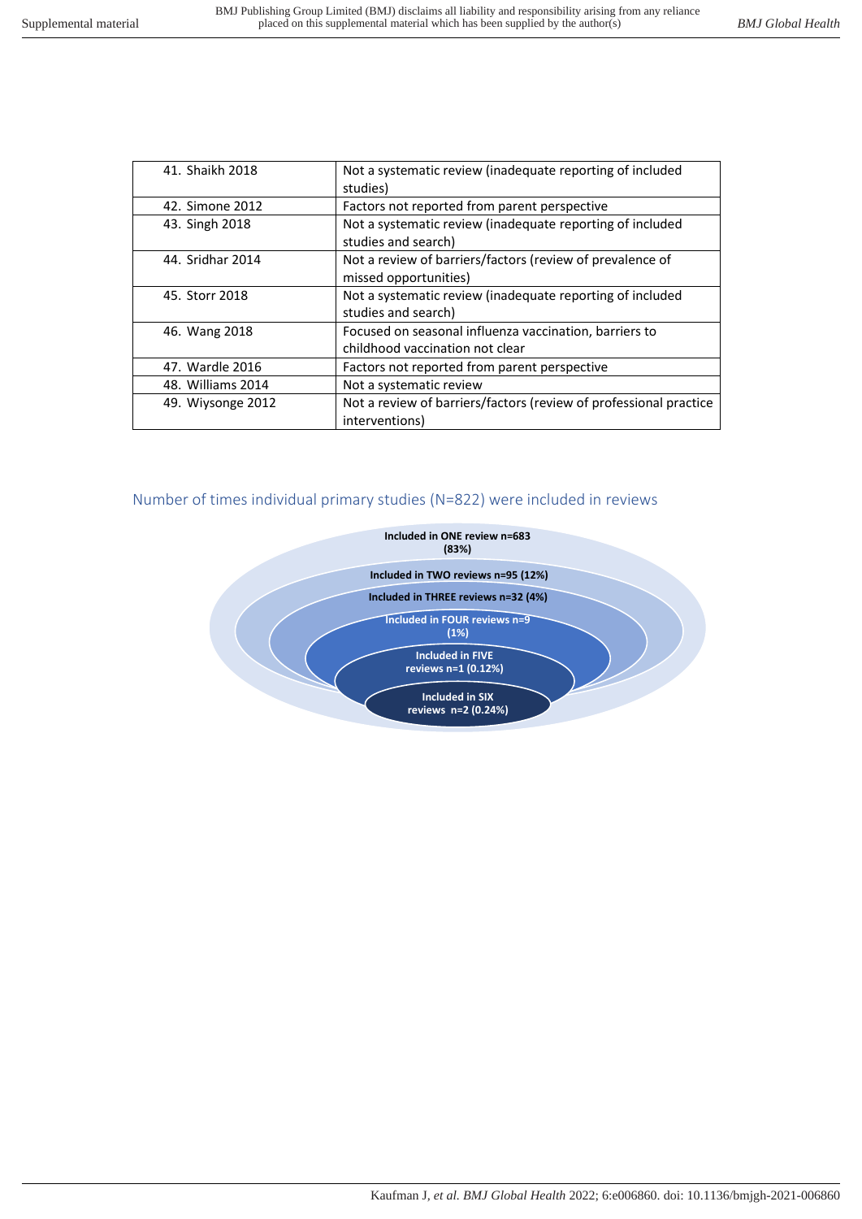| | |
|---|---|
| 41. Shaikh 2018 | Not a systematic review (inadequate reporting of included studies) |
| 42. Simone 2012 | Factors not reported from parent perspective |
| 43. Singh 2018 | Not a systematic review (inadequate reporting of included studies and search) |
| 44. Sridhar 2014 | Not a review of barriers/factors (review of prevalence of missed opportunities) |
| 45. Storr 2018 | Not a systematic review (inadequate reporting of included studies and search) |
| 46. Wang 2018 | Focused on seasonal influenza vaccination, barriers to childhood vaccination not clear |
| 47. Wardle 2016 | Factors not reported from parent perspective |
| 48. Williams 2014 | Not a systematic review |
| 49. Wiysonge 2012 | Not a review of barriers/factors (review of professional practice interventions) |

## Number of times individual primary studies (N=822) were included in reviews

- **Included in ONE review n=683 (83%)**
- **Included in TWO reviews n=95 (12%)**
- **Included in THREE reviews n=32 (4%)**
- **Included in FOUR reviews n=9 (1%)**
- **Included in FIVE reviews n=1 (0.12%)**
- **Included in SIX reviews n=2 (0.24%)**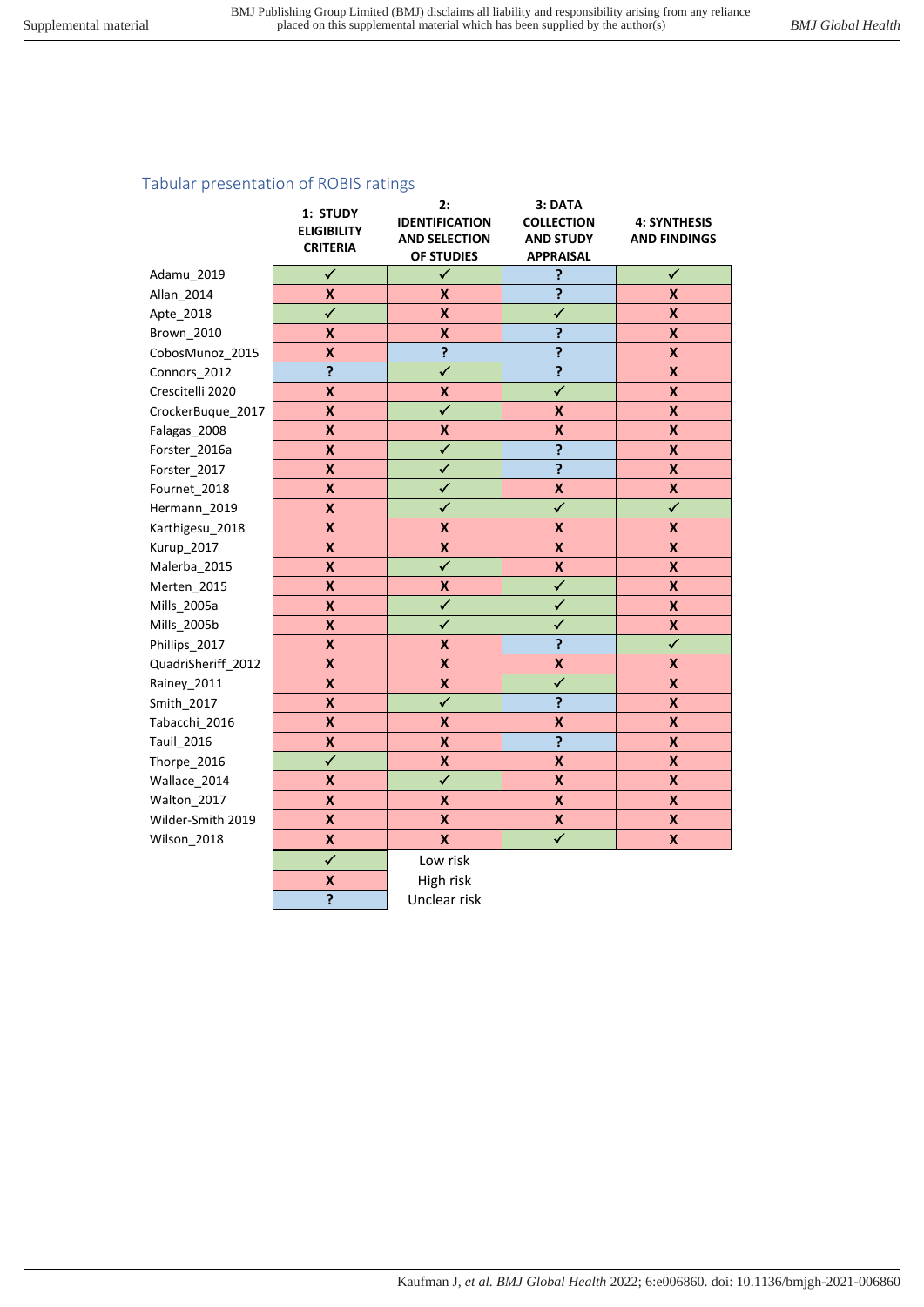## Tabular presentation of ROBIS ratings

| | 1: STUDY ELIGIBILITY CRITERIA | 2: IDENTIFICATION AND SELECTION OF STUDIES | 3: DATA COLLECTION AND STUDY APPRAISAL | 4: SYNTHESIS AND FINDINGS |
|---|---|---|---|---|
| Adamu_2019 | ✓ | ✓ | ? | ✓ |
| Allan_2014 | X | X | ? | X |
| Apte_2018 | ✓ | X | ✓ | X |
| Brown_2010 | X | X | ? | X |
| CobosMunoz_2015 | X | ? | ? | X |
| Connors_2012 | ? | ✓ | ? | X |
| Crescitelli 2020 | X | X | ✓ | X |
| CrockerBuque_2017 | X | ✓ | X | X |
| Falagas_2008 | X | X | X | X |
| Forster_2016a | X | ✓ | ? | X |
| Forster_2017 | X | ✓ | ? | X |
| Fournet_2018 | X | ✓ | X | X |
| Hermann_2019 | X | ✓ | ✓ | ✓ |
| Karthigesu_2018 | X | X | X | X |
| Kurup_2017 | X | X | X | X |
| Malerba_2015 | X | ✓ | X | X |
| Merten_2015 | X | X | ✓ | X |
| Mills_2005a | X | ✓ | ✓ | X |
| Mills_2005b | X | ✓ | ✓ | X |
| Phillips_2017 | X | X | ? | ✓ |
| QuadriSheriff_2012 | X | X | X | X |
| Rainey_2011 | X | X | ✓ | X |
| Smith_2017 | X | ✓ | ? | X |
| Tabacchi_2016 | X | X | X | X |
| Tauil_2016 | X | X | ? | X |
| Thorpe_2016 | ✓ | X | X | X |
| Wallace_2014 | X | ✓ | X | X |
| Walton_2017 | X | X | X | X |
| Wilder-Smith 2019 | X | X | X | X |
| Wilson_2018 | X | X | ✓ | X |

| Symbol | Meaning |
|---|---|
| ✓ | Low risk |
| X | High risk |
| ? | Unclear risk |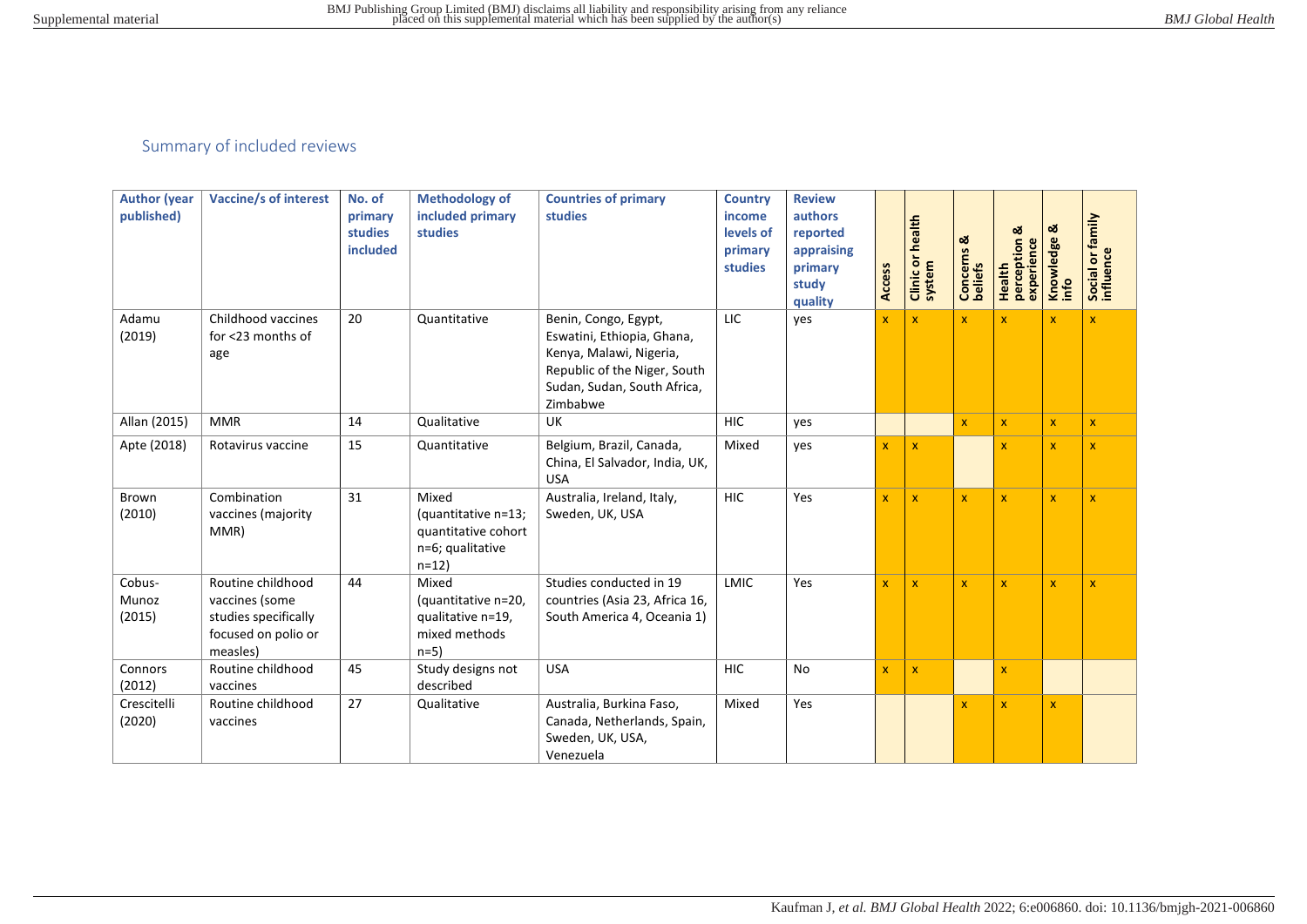## Summary of included reviews

| Author (year published) | Vaccine/s of interest | No. of primary studies included | Methodology of included primary studies | Countries of primary studies | Country income levels of primary studies | Review authors reported appraising primary study quality | Access | Clinic or health system | Concerns & beliefs | Health perception & experience | Knowledge & info | Social or family influence |
|---|---|---|---|---|---|---|---|---|---|---|---|---|
| Adamu (2019) | Childhood vaccines for <23 months of age | 20 | Quantitative | Benin, Congo, Egypt, Eswatini, Ethiopia, Ghana, Kenya, Malawi, Nigeria, Republic of the Niger, South Sudan, Sudan, South Africa, Zimbabwe | LIC | yes | x | x | x | x | x | x |
| Allan (2015) | MMR | 14 | Qualitative | UK | HIC | yes | | | x | x | x | x |
| Apte (2018) | Rotavirus vaccine | 15 | Quantitative | Belgium, Brazil, Canada, China, El Salvador, India, UK, USA | Mixed | yes | x | x | | x | x | x |
| Brown (2010) | Combination vaccines (majority MMR) | 31 | Mixed (quantitative n=13; quantitative cohort n=6; qualitative n=12) | Australia, Ireland, Italy, Sweden, UK, USA | HIC | Yes | x | x | x | x | x | x |
| Cobus-Munoz (2015) | Routine childhood vaccines (some studies specifically focused on polio or measles) | 44 | Mixed (quantitative n=20, qualitative n=19, mixed methods n=5) | Studies conducted in 19 countries (Asia 23, Africa 16, South America 4, Oceania 1) | LMIC | Yes | x | x | x | x | x | x |
| Connors (2012) | Routine childhood vaccines | 45 | Study designs not described | USA | HIC | No | x | x | | x | | |
| Crescitelli (2020) | Routine childhood vaccines | 27 | Qualitative | Australia, Burkina Faso, Canada, Netherlands, Spain, Sweden, UK, USA, Venezuela | Mixed | Yes | | | x | x | x | |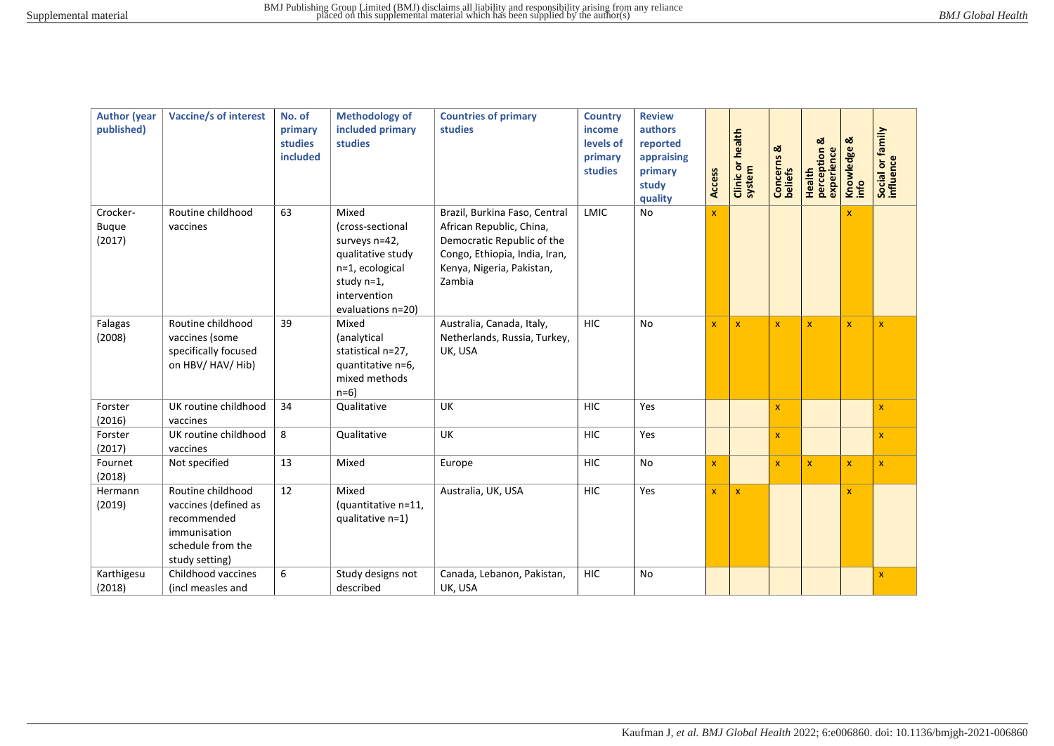| Author (year published) | Vaccine/s of interest | No. of primary studies included | Methodology of included primary studies | Countries of primary studies | Country income levels of primary studies | Review authors reported appraising primary study quality | Access | Clinic or health system | Concerns & beliefs | Health perception & experience | Knowledge & info | Social or family influence |
|---|---|---|---|---|---|---|---|---|---|---|---|---|
| Crocker-Buque (2017) | Routine childhood vaccines | 63 | Mixed (cross-sectional surveys n=42, qualitative study n=1, ecological study n=1, intervention evaluations n=20) | Brazil, Burkina Faso, Central African Republic, China, Democratic Republic of the Congo, Ethiopia, India, Iran, Kenya, Nigeria, Pakistan, Zambia | LMIC | No | x | | | | x | |
| Falagas (2008) | Routine childhood vaccines (some specifically focused on HBV/ HAV/ Hib) | 39 | Mixed (analytical statistical n=27, quantitative n=6, mixed methods n=6) | Australia, Canada, Italy, Netherlands, Russia, Turkey, UK, USA | HIC | No | x | x | x | x | x | x |
| Forster (2016) | UK routine childhood vaccines | 34 | Qualitative | UK | HIC | Yes | | | x | | | x |
| Forster (2017) | UK routine childhood vaccines | 8 | Qualitative | UK | HIC | Yes | | | x | | | x |
| Fournet (2018) | Not specified | 13 | Mixed | Europe | HIC | No | x | | x | x | x | x |
| Hermann (2019) | Routine childhood vaccines (defined as recommended immunisation schedule from the study setting) | 12 | Mixed (quantitative n=11, qualitative n=1) | Australia, UK, USA | HIC | Yes | x | x | | | x | |
| Karthigesu (2018) | Childhood vaccines (incl measles and | 6 | Study designs not described | Canada, Lebanon, Pakistan, UK, USA | HIC | No | | | | | | x |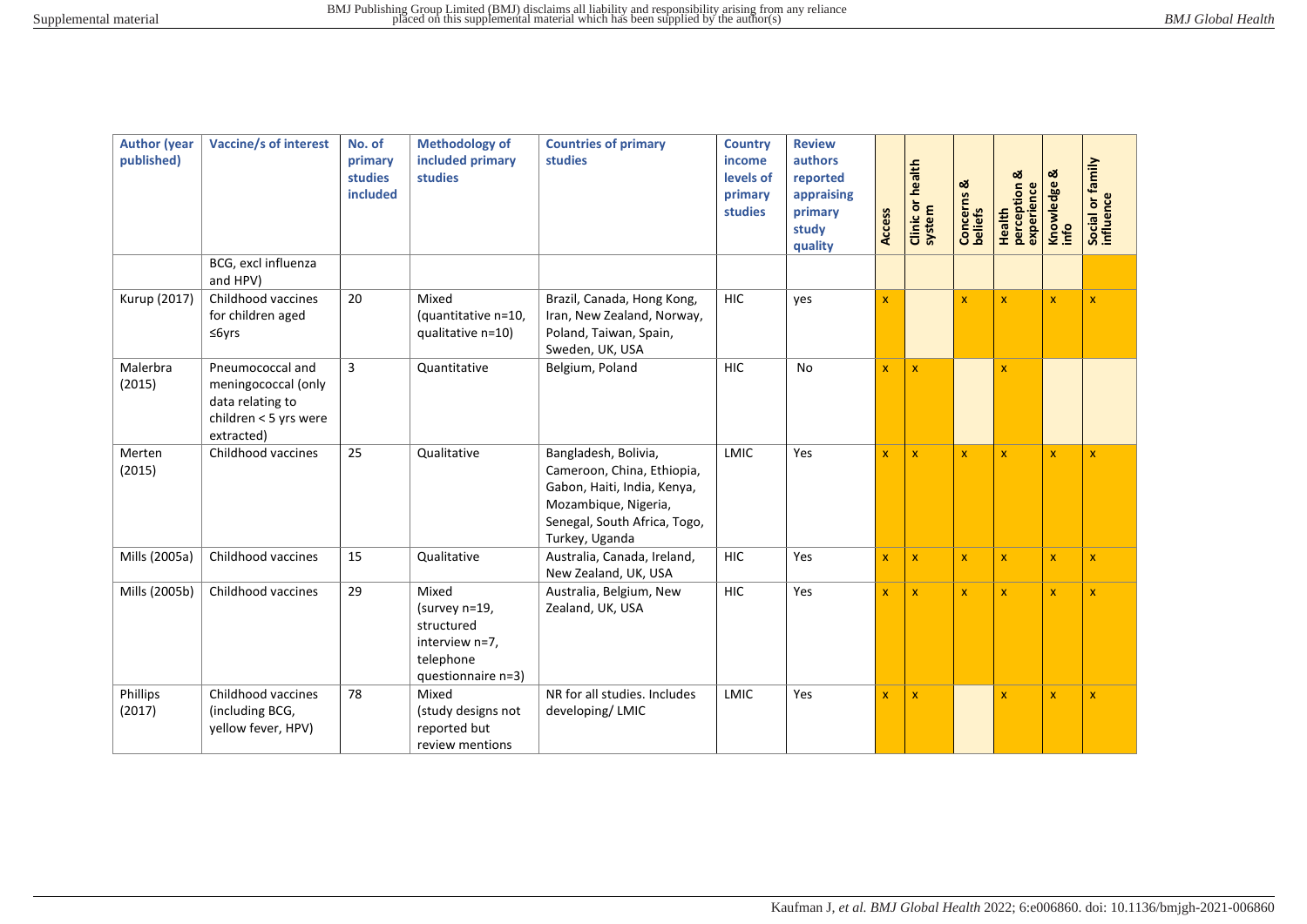| Author (year published) | Vaccine/s of interest | No. of primary studies included | Methodology of included primary studies | Countries of primary studies | Country income levels of primary studies | Review authors reported appraising primary study quality | Access | Clinic or health system | Concerns & beliefs | Health perception & experience | Knowledge & info | Social or family influence |
|---|---|---|---|---|---|---|---|---|---|---|---|---|
| | BCG, excl influenza and HPV) | | | | | | | | | | | |
| Kurup (2017) | Childhood vaccines for children aged ≤6yrs | 20 | Mixed (quantitative n=10, qualitative n=10) | Brazil, Canada, Hong Kong, Iran, New Zealand, Norway, Poland, Taiwan, Spain, Sweden, UK, USA | HIC | yes | x | | x | x | x | x |
| Malerbra (2015) | Pneumococcal and meningococcal (only data relating to children < 5 yrs were extracted) | 3 | Quantitative | Belgium, Poland | HIC | No | x | x | | x | | |
| Merten (2015) | Childhood vaccines | 25 | Qualitative | Bangladesh, Bolivia, Cameroon, China, Ethiopia, Gabon, Haiti, India, Kenya, Mozambique, Nigeria, Senegal, South Africa, Togo, Turkey, Uganda | LMIC | Yes | x | x | x | x | x | x |
| Mills (2005a) | Childhood vaccines | 15 | Qualitative | Australia, Canada, Ireland, New Zealand, UK, USA | HIC | Yes | x | x | x | x | x | x |
| Mills (2005b) | Childhood vaccines | 29 | Mixed (survey n=19, structured interview n=7, telephone questionnaire n=3) | Australia, Belgium, New Zealand, UK, USA | HIC | Yes | x | x | x | x | x | x |
| Phillips (2017) | Childhood vaccines (including BCG, yellow fever, HPV) | 78 | Mixed (study designs not reported but review mentions | NR for all studies. Includes developing/ LMIC | LMIC | Yes | x | x | | x | x | x |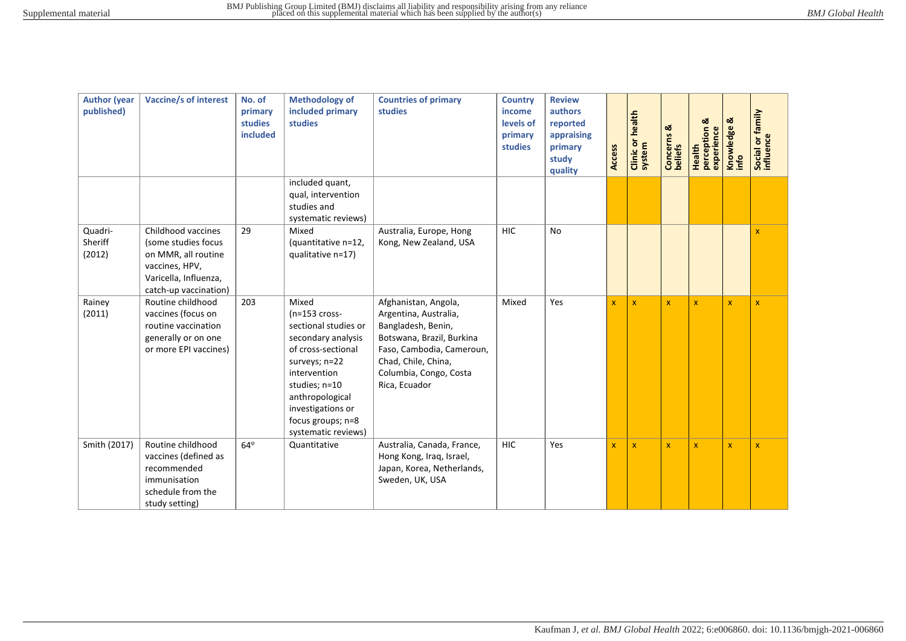| Author (year published) | Vaccine/s of interest | No. of primary studies included | Methodology of included primary studies | Countries of primary studies | Country income levels of primary studies | Review authors reported appraising primary study quality | Access | Clinic or health system | Concerns & beliefs | Health perception & experience | Knowledge & info | Social or family influence |
|---|---|---|---|---|---|---|---|---|---|---|---|---|
| | | | included quant, qual, intervention studies and systematic reviews) | | | | | | | | | |
| Quadri-Sheriff (2012) | Childhood vaccines (some studies focus on MMR, all routine vaccines, HPV, Varicella, Influenza, catch-up vaccination) | 29 | Mixed (quantitative n=12, qualitative n=17) | Australia, Europe, Hong Kong, New Zealand, USA | HIC | No | | | | | | x |
| Rainey (2011) | Routine childhood vaccines (focus on routine vaccination generally or on one or more EPI vaccines) | 203 | Mixed (n=153 cross-sectional studies or secondary analysis of cross-sectional surveys; n=22 intervention studies; n=10 anthropological investigations or focus groups; n=8 systematic reviews) | Afghanistan, Angola, Argentina, Australia, Bangladesh, Benin, Botswana, Brazil, Burkina Faso, Cambodia, Cameroun, Chad, Chile, China, Columbia, Congo, Costa Rica, Ecuador | Mixed | Yes | x | x | x | x | x | x |
| Smith (2017) | Routine childhood vaccines (defined as recommended immunisation schedule from the study setting) | 64[φ] | Quantitative | Australia, Canada, France, Hong Kong, Iraq, Israel, Japan, Korea, Netherlands, Sweden, UK, USA | HIC | Yes | x | x | x | x | x | x |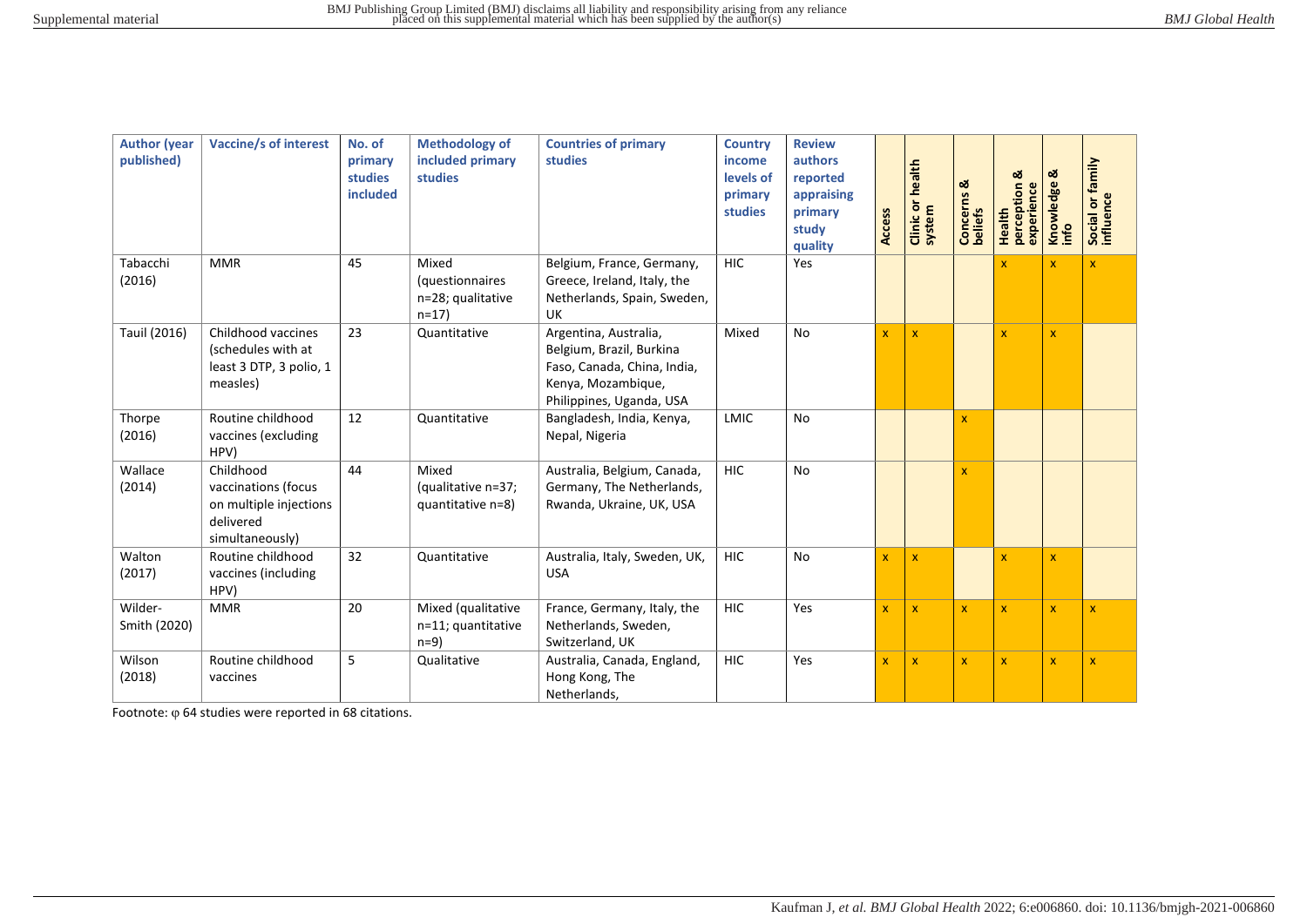| Author (year published) | Vaccine/s of interest | No. of primary studies included | Methodology of included primary studies | Countries of primary studies | Country income levels of primary studies | Review authors reported appraising primary study quality | Access | Clinic or health system | Concerns & beliefs | Health perception & experience | Knowledge & info | Social or family influence |
|---|---|---|---|---|---|---|---|---|---|---|---|---|
| Tabacchi (2016) | MMR | 45 | Mixed (questionnaires n=28; qualitative n=17) | Belgium, France, Germany, Greece, Ireland, Italy, the Netherlands, Spain, Sweden, UK | HIC | Yes | | | | x | x | x |
| Tauil (2016) | Childhood vaccines (schedules with at least 3 DTP, 3 polio, 1 measles) | 23 | Quantitative | Argentina, Australia, Belgium, Brazil, Burkina Faso, Canada, China, India, Kenya, Mozambique, Philippines, Uganda, USA | Mixed | No | x | x | | x | x | |
| Thorpe (2016) | Routine childhood vaccines (excluding HPV) | 12 | Quantitative | Bangladesh, India, Kenya, Nepal, Nigeria | LMIC | No | | | x | | | |
| Wallace (2014) | Childhood vaccinations (focus on multiple injections delivered simultaneously) | 44 | Mixed (qualitative n=37; quantitative n=8) | Australia, Belgium, Canada, Germany, The Netherlands, Rwanda, Ukraine, UK, USA | HIC | No | | | x | | | |
| Walton (2017) | Routine childhood vaccines (including HPV) | 32 | Quantitative | Australia, Italy, Sweden, UK, USA | HIC | No | x | x | | x | x | |
| Wilder-Smith (2020) | MMR | 20 | Mixed (qualitative n=11; quantitative n=9) | France, Germany, Italy, the Netherlands, Sweden, Switzerland, UK | HIC | Yes | x | x | x | x | x | x |
| Wilson (2018) | Routine childhood vaccines | 5 | Qualitative | Australia, Canada, England, Hong Kong, The Netherlands, | HIC | Yes | x | x | x | x | x | x |

Footnote: φ 64 studies were reported in 68 citations.